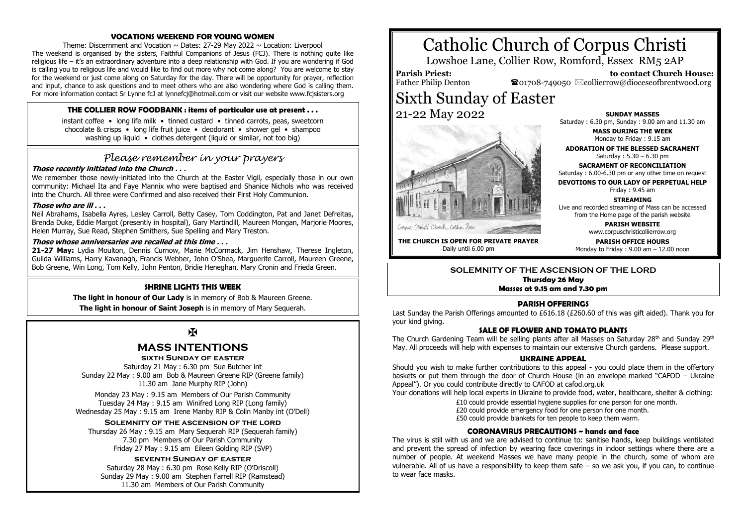# Catholic Church of Corpus Christi

Lowshoe Lane, Collier Row, Romford, Essex RM5 2AP

**Parish Priest:** Father Philip Denton

**to contact Church House:** ☎01708-749050 ✉collierrow@dioceseofbrentwood.org

## Sixth Sunday of Easter

21-22 May 2022

Corpus Christi Church, Collier Row

**THE CHURCH IS OPEN FOR PRIVATE PRAYER**
Daily until 6.00 pm

**SUNDAY MASSES**
Saturday : 6.30 pm, Sunday : 9.00 am and 11.30 am

**MASS DURING THE WEEK**
Monday to Friday : 9.15 am

**ADORATION OF THE BLESSED SACRAMENT**
Saturday : 5.30 – 6.30 pm

**SACRAMENT OF RECONCILIATION**
Saturday : 6.00-6.30 pm or any other time on request

**DEVOTIONS TO OUR LADY OF PERPETUAL HELP**
Friday : 9.45 am

**STREAMING**
Live and recorded streaming of Mass can be accessed from the Home page of the parish website

**PARISH WEBSITE**
www.corpuschristicollierrow.org

**PARISH OFFICE HOURS**
Monday to Friday : 9.00 am – 12.00 noon

### SOLEMNITY OF THE ASCENSION OF THE LORD

**Thursday 26 May**
**Masses at 9.15 am and 7.30 pm**

### PARISH OFFERINGS

Last Sunday the Parish Offerings amounted to £616.18 (£260.60 of this was gift aided). Thank you for your kind giving.

### SALE OF FLOWER AND TOMATO PLANTS

The Church Gardening Team will be selling plants after all Masses on Saturday 28th and Sunday 29th May. All proceeds will help with expenses to maintain our extensive Church gardens. Please support.

### UKRAINE APPEAL

Should you wish to make further contributions to this appeal - you could place them in the offertory baskets or put them through the door of Church House (in an envelope marked "CAFOD – Ukraine Appeal"). Or you could contribute directly to CAFOD at cafod.org.uk

Your donations will help local experts in Ukraine to provide food, water, healthcare, shelter & clothing:

£10 could provide essential hygiene supplies for one person for one month.
£20 could provide emergency food for one person for one month.
£50 could provide blankets for ten people to keep them warm.

### CORONAVIRUS PRECAUTIONS ~ hands and face

The virus is still with us and we are advised to continue to: sanitise hands, keep buildings ventilated and prevent the spread of infection by wearing face coverings in indoor settings where there are a number of people. At weekend Masses we have many people in the church, some of whom are vulnerable. All of us have a responsibility to keep them safe – so we ask you, if you can, to continue to wear face masks.

### VOCATIONS WEEKEND FOR YOUNG WOMEN

Theme: Discernment and Vocation ~ Dates: 27-29 May 2022 ~ Location: Liverpool

The weekend is organised by the sisters, Faithful Companions of Jesus (FCJ). There is nothing quite like religious life – it's an extraordinary adventure into a deep relationship with God. If you are wondering if God is calling you to religious life and would like to find out more why not come along? You are welcome to stay for the weekend or just come along on Saturday for the day. There will be opportunity for prayer, reflection and input, chance to ask questions and to meet others who are also wondering where God is calling them. For more information contact Sr Lynne fcJ at lynnefcj@hotmail.com or visit our website www.fcjsisters.org

### THE COLLIER ROW FOODBANK : items of particular use at present . . .

instant coffee • long life milk • tinned custard • tinned carrots, peas, sweetcorn
chocolate & crisps • long life fruit juice • deodorant • shower gel • shampoo
washing up liquid • clothes detergent (liquid or similar, not too big)

### *Please remember in your prayers*

***Those recently initiated into the Church . . .***

We remember those newly-initiated into the Church at the Easter Vigil, especially those in our own community: Michael Ita and Faye Mannix who were baptised and Shanice Nichols who was received into the Church. All three were Confirmed and also received their First Holy Communion.

***Those who are ill . . .***

Neil Abrahams, Isabella Ayres, Lesley Carroll, Betty Casey, Tom Coddington, Pat and Janet Defreitas, Brenda Duke, Eddie Margot (presently in hospital), Gary Martindill, Maureen Mongan, Marjorie Moores, Helen Murray, Sue Read, Stephen Smithers, Sue Spelling and Mary Treston.

***Those whose anniversaries are recalled at this time . . .***

**21-27 May:** Lydia Moulton, Dennis Curnow, Marie McCormack, Jim Henshaw, Therese Ingleton, Guilda Williams, Harry Kavanagh, Francis Webber, John O'Shea, Marguerite Carroll, Maureen Greene, Bob Greene, Win Long, Tom Kelly, John Penton, Bridie Heneghan, Mary Cronin and Frieda Green.

### SHRINE LIGHTS THIS WEEK

**The light in honour of Our Lady** is in memory of Bob & Maureen Greene.

**The light in honour of Saint Joseph** is in memory of Mary Sequerah.

✠

### MASS INTENTIONS

**SIXTH SUNDAY OF EASTER**

Saturday 21 May : 6.30 pm Sue Butcher int
Sunday 22 May : 9.00 am Bob & Maureen Greene RIP (Greene family)
11.30 am Jane Murphy RIP (John)

Monday 23 May : 9.15 am Members of Our Parish Community
Tuesday 24 May : 9.15 am Winifred Long RIP (Long family)
Wednesday 25 May : 9.15 am Irene Manby RIP & Colin Manby int (O'Dell)

**SOLEMNITY OF THE ASCENSION OF THE LORD**

Thursday 26 May : 9.15 am Mary Sequerah RIP (Sequerah family)
7.30 pm Members of Our Parish Community
Friday 27 May : 9.15 am Eileen Golding RIP (SVP)

**SEVENTH SUNDAY OF EASTER**

Saturday 28 May : 6.30 pm Rose Kelly RIP (O'Driscoll)
Sunday 29 May : 9.00 am Stephen Farrell RIP (Ramstead)
11.30 am Members of Our Parish Community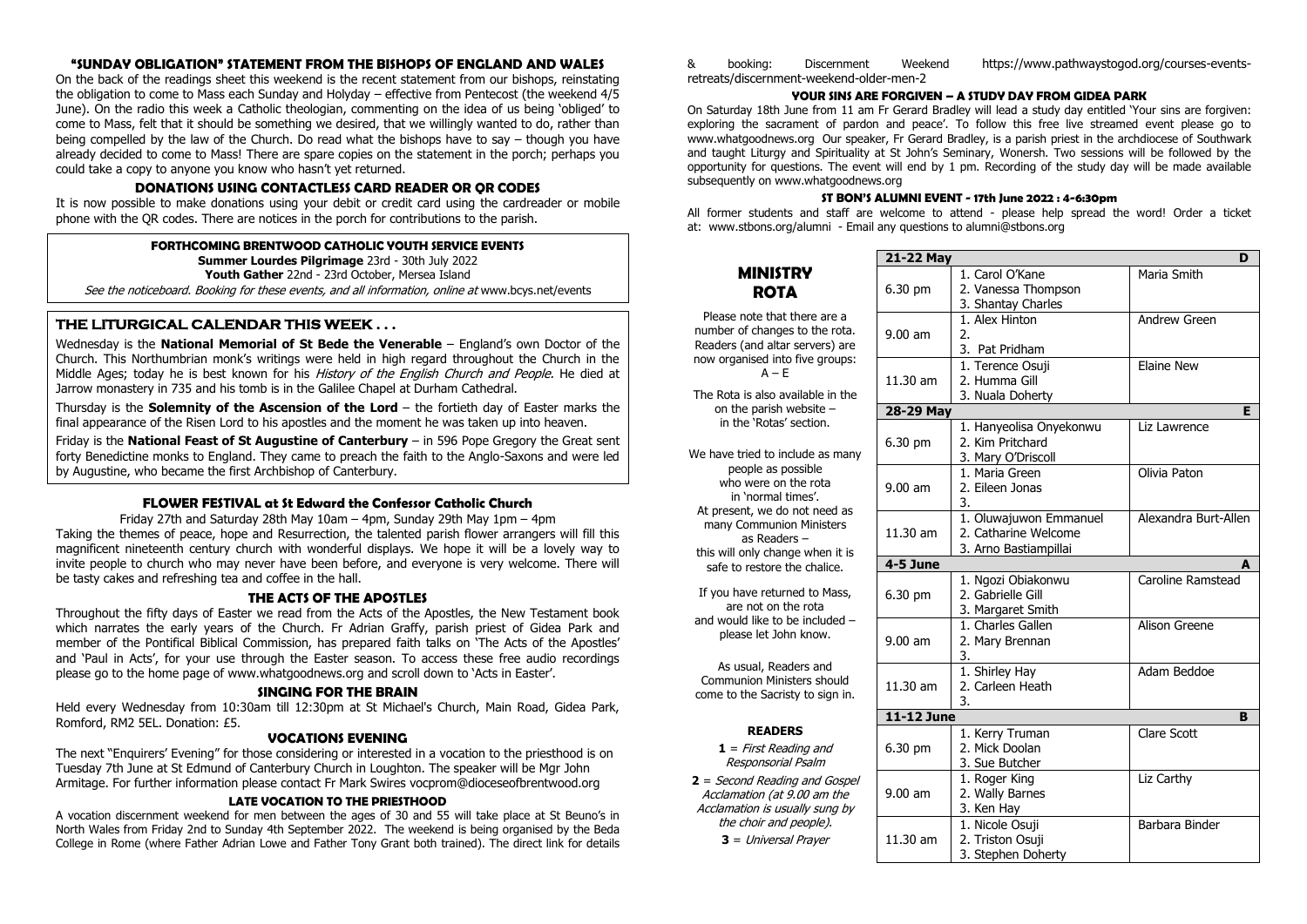## "SUNDAY OBLIGATION" STATEMENT FROM THE BISHOPS OF ENGLAND AND WALES

On the back of the readings sheet this weekend is the recent statement from our bishops, reinstating the obligation to come to Mass each Sunday and Holyday – effective from Pentecost (the weekend 4/5 June). On the radio this week a Catholic theologian, commenting on the idea of us being 'obliged' to come to Mass, felt that it should be something we desired, that we willingly wanted to do, rather than being compelled by the law of the Church. Do read what the bishops have to say – though you have already decided to come to Mass! There are spare copies on the statement in the porch; perhaps you could take a copy to anyone you know who hasn't yet returned.

## DONATIONS USING CONTACTLESS CARD READER OR QR CODES

It is now possible to make donations using your debit or credit card using the cardreader or mobile phone with the QR codes. There are notices in the porch for contributions to the parish.

### FORTHCOMING BRENTWOOD CATHOLIC YOUTH SERVICE EVENTS

**Summer Lourdes Pilgrimage** 23rd - 30th July 2022

**Youth Gather** 22nd - 23rd October, Mersea Island

*See the noticeboard. Booking for these events, and all information, online at* www.bcys.net/events

## THE LITURGICAL CALENDAR THIS WEEK . . .

Wednesday is the **National Memorial of St Bede the Venerable** – England's own Doctor of the Church. This Northumbrian monk's writings were held in high regard throughout the Church in the Middle Ages; today he is best known for his *History of the English Church and People.* He died at Jarrow monastery in 735 and his tomb is in the Galilee Chapel at Durham Cathedral.

Thursday is the **Solemnity of the Ascension of the Lord** – the fortieth day of Easter marks the final appearance of the Risen Lord to his apostles and the moment he was taken up into heaven.

Friday is the **National Feast of St Augustine of Canterbury** – in 596 Pope Gregory the Great sent forty Benedictine monks to England. They came to preach the faith to the Anglo-Saxons and were led by Augustine, who became the first Archbishop of Canterbury.

### FLOWER FESTIVAL at St Edward the Confessor Catholic Church

Friday 27th and Saturday 28th May 10am – 4pm, Sunday 29th May 1pm – 4pm

Taking the themes of peace, hope and Resurrection, the talented parish flower arrangers will fill this magnificent nineteenth century church with wonderful displays. We hope it will be a lovely way to invite people to church who may never have been before, and everyone is very welcome. There will be tasty cakes and refreshing tea and coffee in the hall.

### THE ACTS OF THE APOSTLES

Throughout the fifty days of Easter we read from the Acts of the Apostles, the New Testament book which narrates the early years of the Church. Fr Adrian Graffy, parish priest of Gidea Park and member of the Pontifical Biblical Commission, has prepared faith talks on 'The Acts of the Apostles' and 'Paul in Acts', for your use through the Easter season. To access these free audio recordings please go to the home page of www.whatgoodnews.org and scroll down to 'Acts in Easter'.

### SINGING FOR THE BRAIN

Held every Wednesday from 10:30am till 12:30pm at St Michael's Church, Main Road, Gidea Park, Romford, RM2 5EL. Donation: £5.

### VOCATIONS EVENING

The next "Enquirers' Evening" for those considering or interested in a vocation to the priesthood is on Tuesday 7th June at St Edmund of Canterbury Church in Loughton. The speaker will be Mgr John Armitage. For further information please contact Fr Mark Swires vocprom@dioceseofbrentwood.org

### LATE VOCATION TO THE PRIESTHOOD

A vocation discernment weekend for men between the ages of 30 and 55 will take place at St Beuno's in North Wales from Friday 2nd to Sunday 4th September 2022. The weekend is being organised by the Beda College in Rome (where Father Adrian Lowe and Father Tony Grant both trained). The direct link for details & booking: Discernment Weekend https://www.pathwaystogod.org/courses-events-retreats/discernment-weekend-older-men-2

### YOUR SINS ARE FORGIVEN – A STUDY DAY FROM GIDEA PARK

On Saturday 18th June from 11 am Fr Gerard Bradley will lead a study day entitled 'Your sins are forgiven: exploring the sacrament of pardon and peace'. To follow this free live streamed event please go to www.whatgoodnews.org Our speaker, Fr Gerard Bradley, is a parish priest in the archdiocese of Southwark and taught Liturgy and Spirituality at St John's Seminary, Wonersh. Two sessions will be followed by the opportunity for questions. The event will end by 1 pm. Recording of the study day will be made available subsequently on www.whatgoodnews.org

### ST BON'S ALUMNI EVENT - 17th June 2022 : 4-6:30pm

All former students and staff are welcome to attend - please help spread the word! Order a ticket at: www.stbons.org/alumni - Email any questions to alumni@stbons.org

## MINISTRY ROTA

Please note that there are a number of changes to the rota. Readers (and altar servers) are now organised into five groups: A – E

The Rota is also available in the on the parish website – in the 'Rotas' section.

We have tried to include as many people as possible who were on the rota in 'normal times'. At present, we do not need as many Communion Ministers as Readers – this will only change when it is safe to restore the chalice.

If you have returned to Mass, are not on the rota and would like to be included – please let John know.

As usual, Readers and Communion Ministers should come to the Sacristy to sign in.

**READERS**

**1** = *First Reading and Responsorial Psalm*

**2** = *Second Reading and Gospel Acclamation (at 9.00 am the Acclamation is usually sung by the choir and people).*

**3** = *Universal Prayer*

| | | |
|---|---|---|
| **21-22 May** | | **D** |
| 6.30 pm | 1. Carol O'Kane<br>2. Vanessa Thompson<br>3. Shantay Charles | Maria Smith |
| 9.00 am | 1. Alex Hinton<br>2.<br>3. Pat Pridham | Andrew Green |
| 11.30 am | 1. Terence Osuji<br>2. Humma Gill<br>3. Nuala Doherty | Elaine New |
| **28-29 May** | | **E** |
| 6.30 pm | 1. Hanyeolisa Onyekonwu<br>2. Kim Pritchard<br>3. Mary O'Driscoll | Liz Lawrence |
| 9.00 am | 1. Maria Green<br>2. Eileen Jonas<br>3. | Olivia Paton |
| 11.30 am | 1. Oluwajuwon Emmanuel<br>2. Catharine Welcome<br>3. Arno Bastiampillai | Alexandra Burt-Allen |
| **4-5 June** | | **A** |
| 6.30 pm | 1. Ngozi Obiakonwu<br>2. Gabrielle Gill<br>3. Margaret Smith | Caroline Ramstead |
| 9.00 am | 1. Charles Gallen<br>2. Mary Brennan<br>3. | Alison Greene |
| 11.30 am | 1. Shirley Hay<br>2. Carleen Heath<br>3. | Adam Beddoe |
| **11-12 June** | | **B** |
| 6.30 pm | 1. Kerry Truman<br>2. Mick Doolan<br>3. Sue Butcher | Clare Scott |
| 9.00 am | 1. Roger King<br>2. Wally Barnes<br>3. Ken Hay | Liz Carthy |
| 11.30 am | 1. Nicole Osuji<br>2. Triston Osuji<br>3. Stephen Doherty | Barbara Binder |